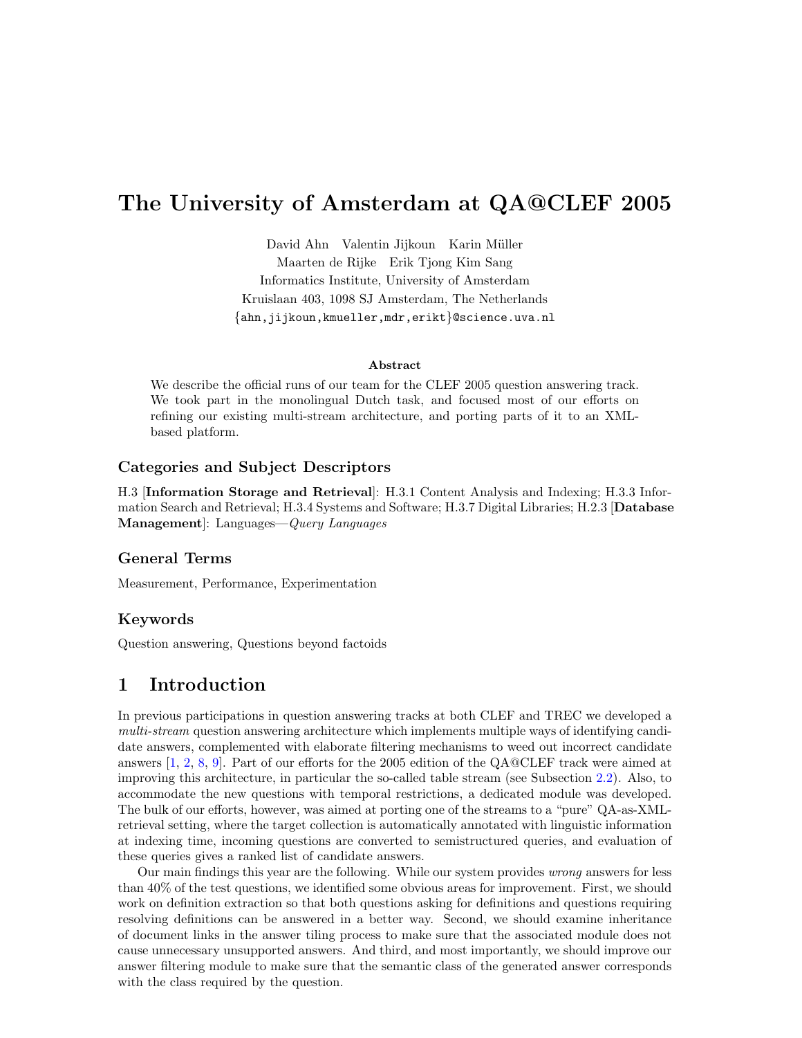# The University of Amsterdam at QA@CLEF 2005

David Ahn  Valentin Jijkoun  Karin Müller
Maarten de Rijke  Erik Tjong Kim Sang
Informatics Institute, University of Amsterdam
Kruislaan 403, 1098 SJ Amsterdam, The Netherlands
{ahn,jijkoun,kmueller,mdr,erikt}@science.uva.nl

### Abstract

We describe the official runs of our team for the CLEF 2005 question answering track. We took part in the monolingual Dutch task, and focused most of our efforts on refining our existing multi-stream architecture, and porting parts of it to an XML-based platform.

### Categories and Subject Descriptors

H.3 [**Information Storage and Retrieval**]: H.3.1 Content Analysis and Indexing; H.3.3 Information Search and Retrieval; H.3.4 Systems and Software; H.3.7 Digital Libraries; H.2.3 [**Database Management**]: Languages—*Query Languages*

### General Terms

Measurement, Performance, Experimentation

### Keywords

Question answering, Questions beyond factoids

## 1 Introduction

In previous participations in question answering tracks at both CLEF and TREC we developed a *multi-stream* question answering architecture which implements multiple ways of identifying candidate answers, complemented with elaborate filtering mechanisms to weed out incorrect candidate answers [1, 2, 8, 9]. Part of our efforts for the 2005 edition of the QA@CLEF track were aimed at improving this architecture, in particular the so-called table stream (see Subsection 2.2). Also, to accommodate the new questions with temporal restrictions, a dedicated module was developed. The bulk of our efforts, however, was aimed at porting one of the streams to a "pure" QA-as-XML-retrieval setting, where the target collection is automatically annotated with linguistic information at indexing time, incoming questions are converted to semistructured queries, and evaluation of these queries gives a ranked list of candidate answers.

Our main findings this year are the following. While our system provides *wrong* answers for less than 40% of the test questions, we identified some obvious areas for improvement. First, we should work on definition extraction so that both questions asking for definitions and questions requiring resolving definitions can be answered in a better way. Second, we should examine inheritance of document links in the answer tiling process to make sure that the associated module does not cause unnecessary unsupported answers. And third, and most importantly, we should improve our answer filtering module to make sure that the semantic class of the generated answer corresponds with the class required by the question.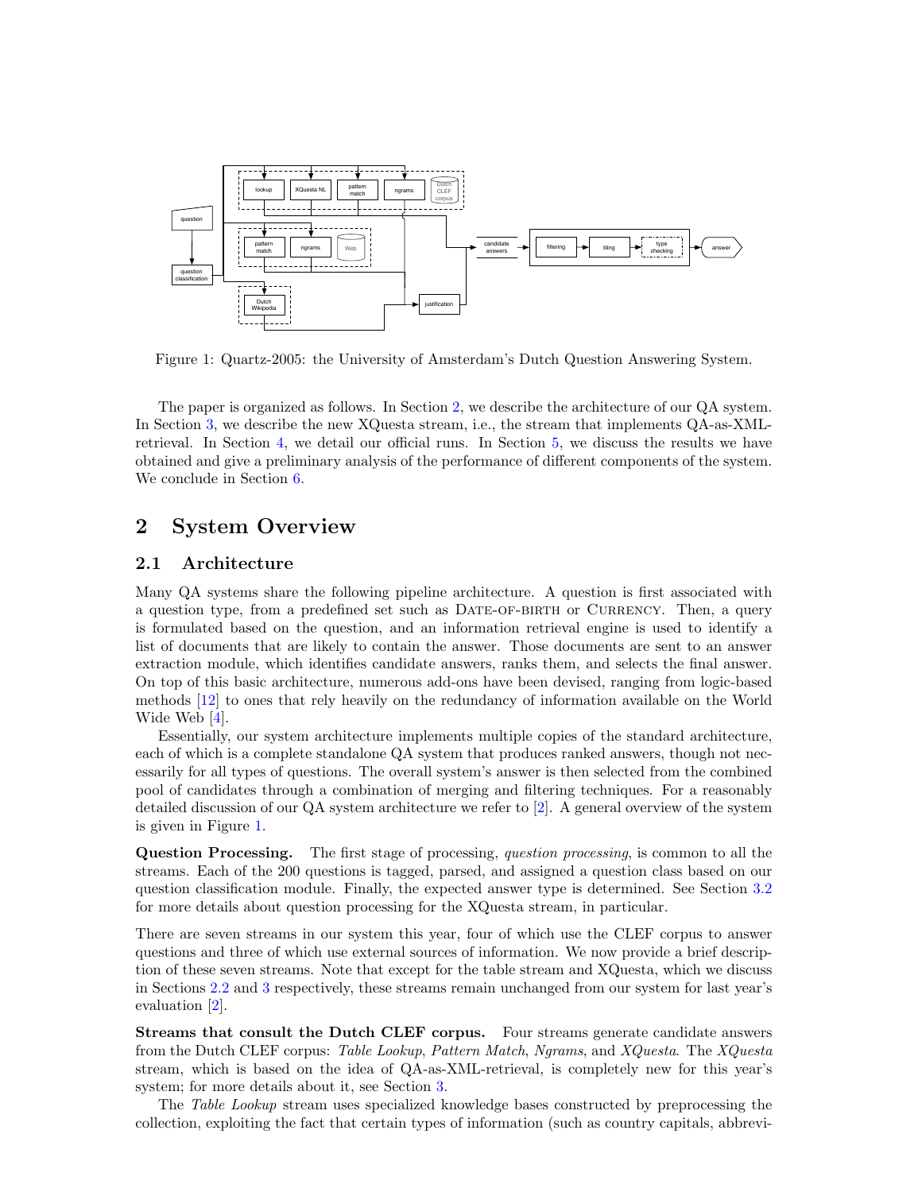Figure 1: Quartz-2005: the University of Amsterdam's Dutch Question Answering System.

The paper is organized as follows. In Section 2, we describe the architecture of our QA system. In Section 3, we describe the new XQuesta stream, i.e., the stream that implements QA-as-XML-retrieval. In Section 4, we detail our official runs. In Section 5, we discuss the results we have obtained and give a preliminary analysis of the performance of different components of the system. We conclude in Section 6.

## 2 System Overview

### 2.1 Architecture

Many QA systems share the following pipeline architecture. A question is first associated with a question type, from a predefined set such as Date-of-birth or Currency. Then, a query is formulated based on the question, and an information retrieval engine is used to identify a list of documents that are likely to contain the answer. Those documents are sent to an answer extraction module, which identifies candidate answers, ranks them, and selects the final answer. On top of this basic architecture, numerous add-ons have been devised, ranging from logic-based methods [12] to ones that rely heavily on the redundancy of information available on the World Wide Web [4].

Essentially, our system architecture implements multiple copies of the standard architecture, each of which is a complete standalone QA system that produces ranked answers, though not necessarily for all types of questions. The overall system's answer is then selected from the combined pool of candidates through a combination of merging and filtering techniques. For a reasonably detailed discussion of our QA system architecture we refer to [2]. A general overview of the system is given in Figure 1.

**Question Processing.** The first stage of processing, *question processing*, is common to all the streams. Each of the 200 questions is tagged, parsed, and assigned a question class based on our question classification module. Finally, the expected answer type is determined. See Section 3.2 for more details about question processing for the XQuesta stream, in particular.

There are seven streams in our system this year, four of which use the CLEF corpus to answer questions and three of which use external sources of information. We now provide a brief description of these seven streams. Note that except for the table stream and XQuesta, which we discuss in Sections 2.2 and 3 respectively, these streams remain unchanged from our system for last year's evaluation [2].

**Streams that consult the Dutch CLEF corpus.** Four streams generate candidate answers from the Dutch CLEF corpus: *Table Lookup*, *Pattern Match*, *Ngrams*, and *XQuesta*. The *XQuesta* stream, which is based on the idea of QA-as-XML-retrieval, is completely new for this year's system; for more details about it, see Section 3.

The *Table Lookup* stream uses specialized knowledge bases constructed by preprocessing the collection, exploiting the fact that certain types of information (such as country capitals, abbrevi-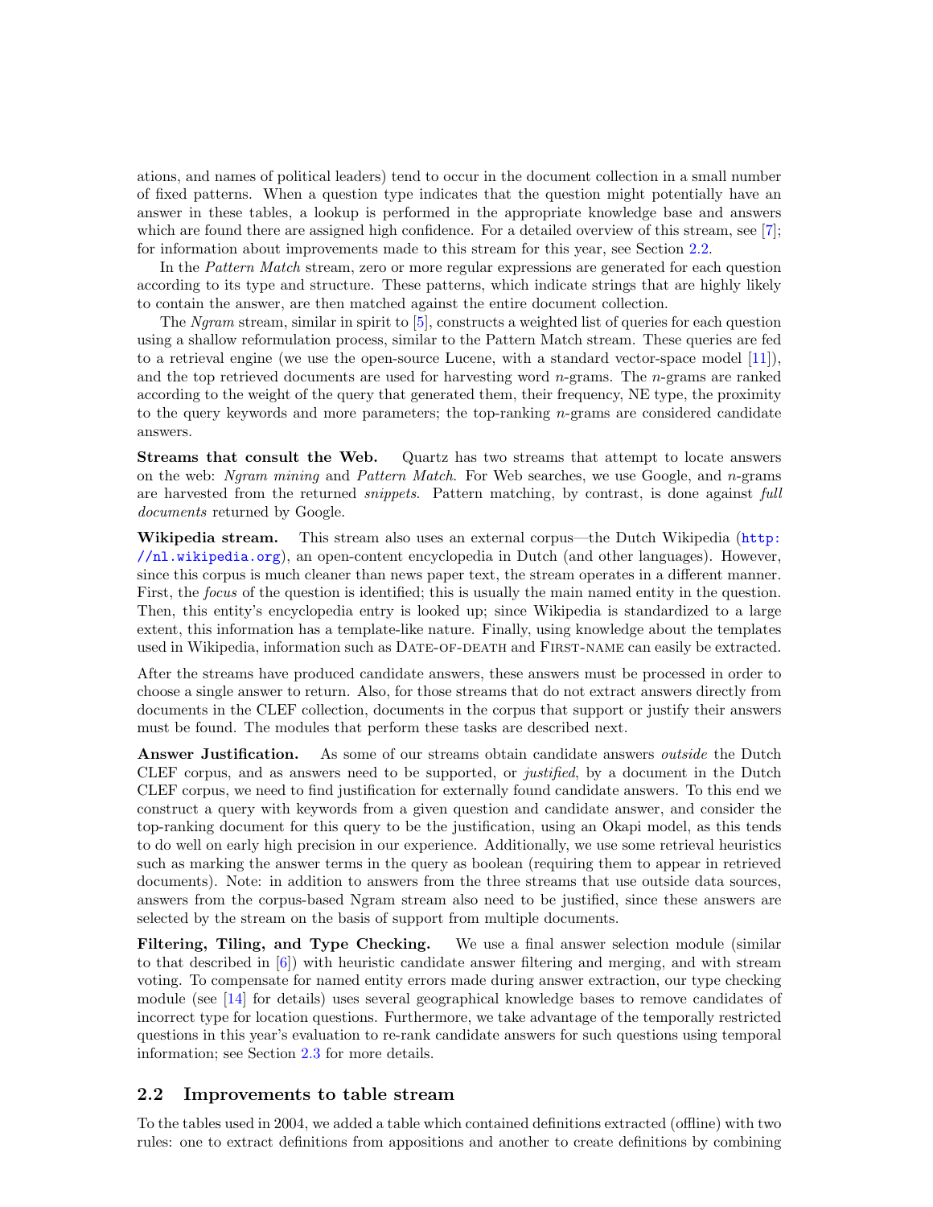ations, and names of political leaders) tend to occur in the document collection in a small number of fixed patterns. When a question type indicates that the question might potentially have an answer in these tables, a lookup is performed in the appropriate knowledge base and answers which are found there are assigned high confidence. For a detailed overview of this stream, see [7]; for information about improvements made to this stream for this year, see Section 2.2.

In the *Pattern Match* stream, zero or more regular expressions are generated for each question according to its type and structure. These patterns, which indicate strings that are highly likely to contain the answer, are then matched against the entire document collection.

The *Ngram* stream, similar in spirit to [5], constructs a weighted list of queries for each question using a shallow reformulation process, similar to the Pattern Match stream. These queries are fed to a retrieval engine (we use the open-source Lucene, with a standard vector-space model [11]), and the top retrieved documents are used for harvesting word $n$-grams. The $n$-grams are ranked according to the weight of the query that generated them, their frequency, NE type, the proximity to the query keywords and more parameters; the top-ranking $n$-grams are considered candidate answers.

**Streams that consult the Web.** Quartz has two streams that attempt to locate answers on the web: *Ngram mining* and *Pattern Match*. For Web searches, we use Google, and $n$-grams are harvested from the returned *snippets*. Pattern matching, by contrast, is done against *full documents* returned by Google.

**Wikipedia stream.** This stream also uses an external corpus—the Dutch Wikipedia (http://nl.wikipedia.org), an open-content encyclopedia in Dutch (and other languages). However, since this corpus is much cleaner than news paper text, the stream operates in a different manner. First, the *focus* of the question is identified; this is usually the main named entity in the question. Then, this entity's encyclopedia entry is looked up; since Wikipedia is standardized to a large extent, this information has a template-like nature. Finally, using knowledge about the templates used in Wikipedia, information such as Date-of-death and First-name can easily be extracted.

After the streams have produced candidate answers, these answers must be processed in order to choose a single answer to return. Also, for those streams that do not extract answers directly from documents in the CLEF collection, documents in the corpus that support or justify their answers must be found. The modules that perform these tasks are described next.

**Answer Justification.** As some of our streams obtain candidate answers *outside* the Dutch CLEF corpus, and as answers need to be supported, or *justified*, by a document in the Dutch CLEF corpus, we need to find justification for externally found candidate answers. To this end we construct a query with keywords from a given question and candidate answer, and consider the top-ranking document for this query to be the justification, using an Okapi model, as this tends to do well on early high precision in our experience. Additionally, we use some retrieval heuristics such as marking the answer terms in the query as boolean (requiring them to appear in retrieved documents). Note: in addition to answers from the three streams that use outside data sources, answers from the corpus-based Ngram stream also need to be justified, since these answers are selected by the stream on the basis of support from multiple documents.

**Filtering, Tiling, and Type Checking.** We use a final answer selection module (similar to that described in [6]) with heuristic candidate answer filtering and merging, and with stream voting. To compensate for named entity errors made during answer extraction, our type checking module (see [14] for details) uses several geographical knowledge bases to remove candidates of incorrect type for location questions. Furthermore, we take advantage of the temporally restricted questions in this year's evaluation to re-rank candidate answers for such questions using temporal information; see Section 2.3 for more details.

## 2.2 Improvements to table stream

To the tables used in 2004, we added a table which contained definitions extracted (offline) with two rules: one to extract definitions from appositions and another to create definitions by combining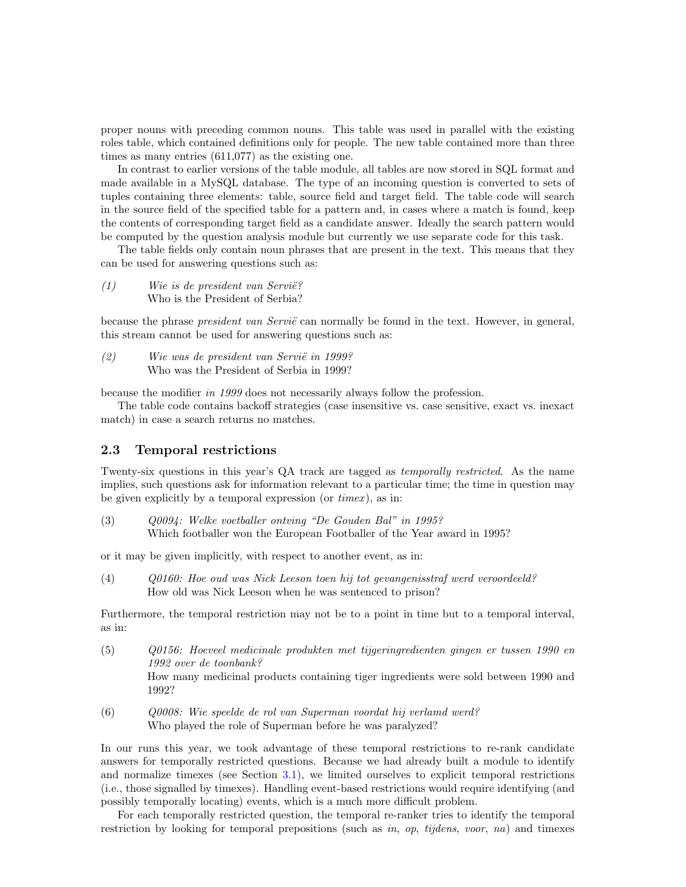proper nouns with preceding common nouns. This table was used in parallel with the existing roles table, which contained definitions only for people. The new table contained more than three times as many entries (611,077) as the existing one.

In contrast to earlier versions of the table module, all tables are now stored in SQL format and made available in a MySQL database. The type of an incoming question is converted to sets of tuples containing three elements: table, source field and target field. The table code will search in the source field of the specified table for a pattern and, in cases where a match is found, keep the contents of corresponding target field as a candidate answer. Ideally the search pattern would be computed by the question analysis module but currently we use separate code for this task.

The table fields only contain noun phrases that are present in the text. This means that they can be used for answering questions such as:

*(1)* *Wie is de president van Servië?*
Who is the President of Serbia?

because the phrase *president van Servië* can normally be found in the text. However, in general, this stream cannot be used for answering questions such as:

*(2)* *Wie was de president van Servië in 1999?*
Who was the President of Serbia in 1999?

because the modifier *in 1999* does not necessarily always follow the profession.

The table code contains backoff strategies (case insensitive vs. case sensitive, exact vs. inexact match) in case a search returns no matches.

### 2.3 Temporal restrictions

Twenty-six questions in this year's QA track are tagged as *temporally restricted*. As the name implies, such questions ask for information relevant to a particular time; the time in question may be given explicitly by a temporal expression (or *timex*), as in:

(3) *Q0094: Welke voetballer ontving "De Gouden Bal" in 1995?*
Which footballer won the European Footballer of the Year award in 1995?

or it may be given implicitly, with respect to another event, as in:

(4) *Q0160: Hoe oud was Nick Leeson toen hij tot gevangenisstraf werd veroordeeld?*
How old was Nick Leeson when he was sentenced to prison?

Furthermore, the temporal restriction may not be to a point in time but to a temporal interval, as in:

(5) *Q0156: Hoeveel medicinale produkten met tijgeringredienten gingen er tussen 1990 en 1992 over de toonbank?*
How many medicinal products containing tiger ingredients were sold between 1990 and 1992?

(6) *Q0008: Wie speelde de rol van Superman voordat hij verlamd werd?*
Who played the role of Superman before he was paralyzed?

In our runs this year, we took advantage of these temporal restrictions to re-rank candidate answers for temporally restricted questions. Because we had already built a module to identify and normalize timexes (see Section 3.1), we limited ourselves to explicit temporal restrictions (i.e., those signalled by timexes). Handling event-based restrictions would require identifying (and possibly temporally locating) events, which is a much more difficult problem.

For each temporally restricted question, the temporal re-ranker tries to identify the temporal restriction by looking for temporal prepositions (such as *in*, *op*, *tijdens*, *voor*, *na*) and timexes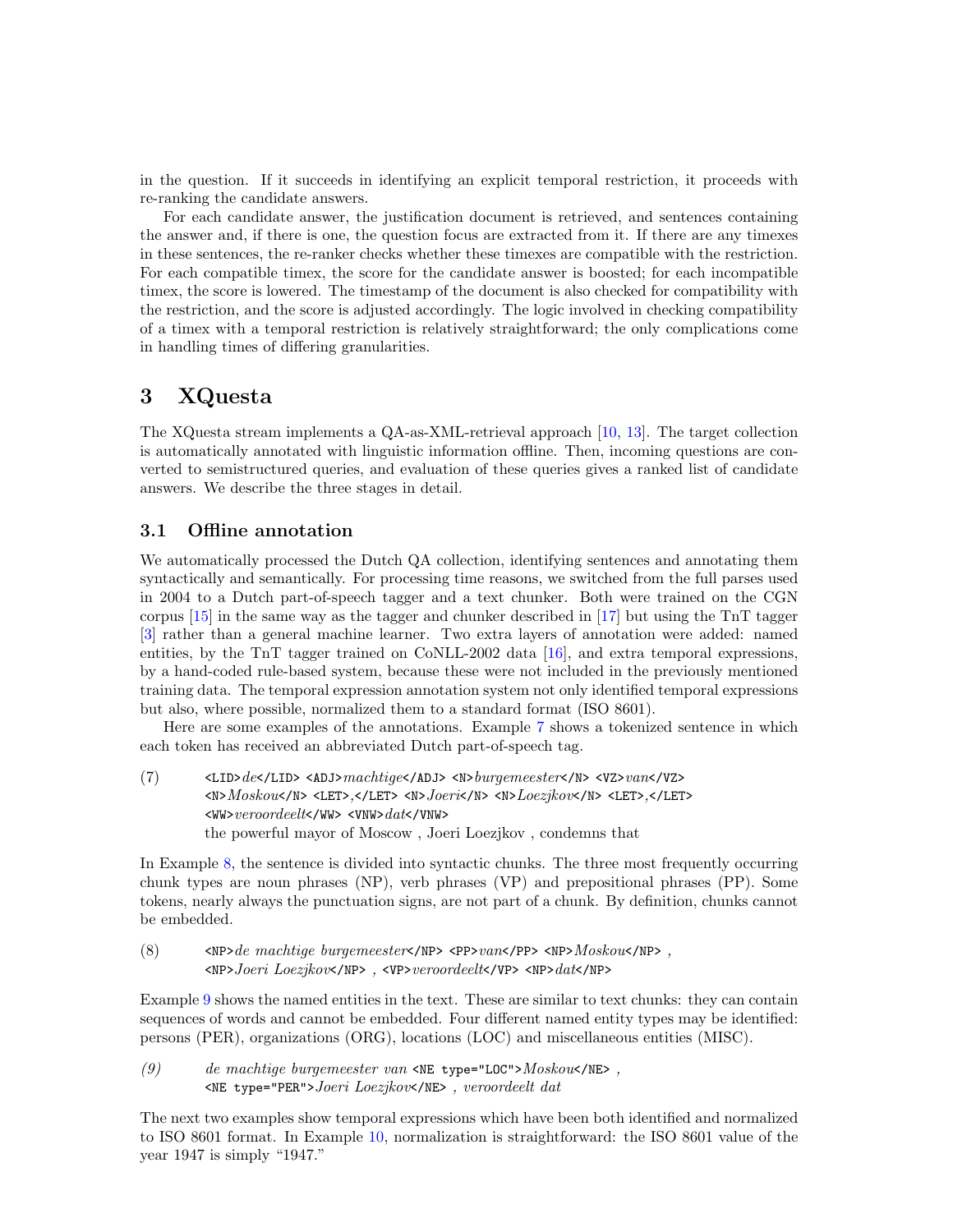in the question. If it succeeds in identifying an explicit temporal restriction, it proceeds with re-ranking the candidate answers.

For each candidate answer, the justification document is retrieved, and sentences containing the answer and, if there is one, the question focus are extracted from it. If there are any timexes in these sentences, the re-ranker checks whether these timexes are compatible with the restriction. For each compatible timex, the score for the candidate answer is boosted; for each incompatible timex, the score is lowered. The timestamp of the document is also checked for compatibility with the restriction, and the score is adjusted accordingly. The logic involved in checking compatibility of a timex with a temporal restriction is relatively straightforward; the only complications come in handling times of differing granularities.

# 3 XQuesta

The XQuesta stream implements a QA-as-XML-retrieval approach [10, 13]. The target collection is automatically annotated with linguistic information offline. Then, incoming questions are converted to semistructured queries, and evaluation of these queries gives a ranked list of candidate answers. We describe the three stages in detail.

## 3.1 Offline annotation

We automatically processed the Dutch QA collection, identifying sentences and annotating them syntactically and semantically. For processing time reasons, we switched from the full parses used in 2004 to a Dutch part-of-speech tagger and a text chunker. Both were trained on the CGN corpus [15] in the same way as the tagger and chunker described in [17] but using the TnT tagger [3] rather than a general machine learner. Two extra layers of annotation were added: named entities, by the TnT tagger trained on CoNLL-2002 data [16], and extra temporal expressions, by a hand-coded rule-based system, because these were not included in the previously mentioned training data. The temporal expression annotation system not only identified temporal expressions but also, where possible, normalized them to a standard format (ISO 8601).

Here are some examples of the annotations. Example 7 shows a tokenized sentence in which each token has received an abbreviated Dutch part-of-speech tag.

(7) `<LID>`*de*`</LID>` `<ADJ>`*machtige*`</ADJ>` `<N>`*burgemeester*`</N>` `<VZ>`*van*`</VZ>` `<N>`*Moskou*`</N>` `<LET>`*,*`</LET>` `<N>`*Joeri*`</N>` `<N>`*Loezjkov*`</N>` `<LET>`*,*`</LET>` `<WW>`*veroordeelt*`</WW>` `<VNW>`*dat*`</VNW>`
the powerful mayor of Moscow , Joeri Loezjkov , condemns that

In Example 8, the sentence is divided into syntactic chunks. The three most frequently occurring chunk types are noun phrases (NP), verb phrases (VP) and prepositional phrases (PP). Some tokens, nearly always the punctuation signs, are not part of a chunk. By definition, chunks cannot be embedded.

(8) `<NP>`*de machtige burgemeester*`</NP>` `<PP>`*van*`</PP>` `<NP>`*Moskou*`</NP>` *,* `<NP>`*Joeri Loezjkov*`</NP>` *,* `<VP>`*veroordeelt*`</VP>` `<NP>`*dat*`</NP>`

Example 9 shows the named entities in the text. These are similar to text chunks: they can contain sequences of words and cannot be embedded. Four different named entity types may be identified: persons (PER), organizations (ORG), locations (LOC) and miscellaneous entities (MISC).

*(9)* *de machtige burgemeester van* `<NE type="LOC">`*Moskou*`</NE>` *,* `<NE type="PER">`*Joeri Loezjkov*`</NE>` *, veroordeelt dat*

The next two examples show temporal expressions which have been both identified and normalized to ISO 8601 format. In Example 10, normalization is straightforward: the ISO 8601 value of the year 1947 is simply "1947."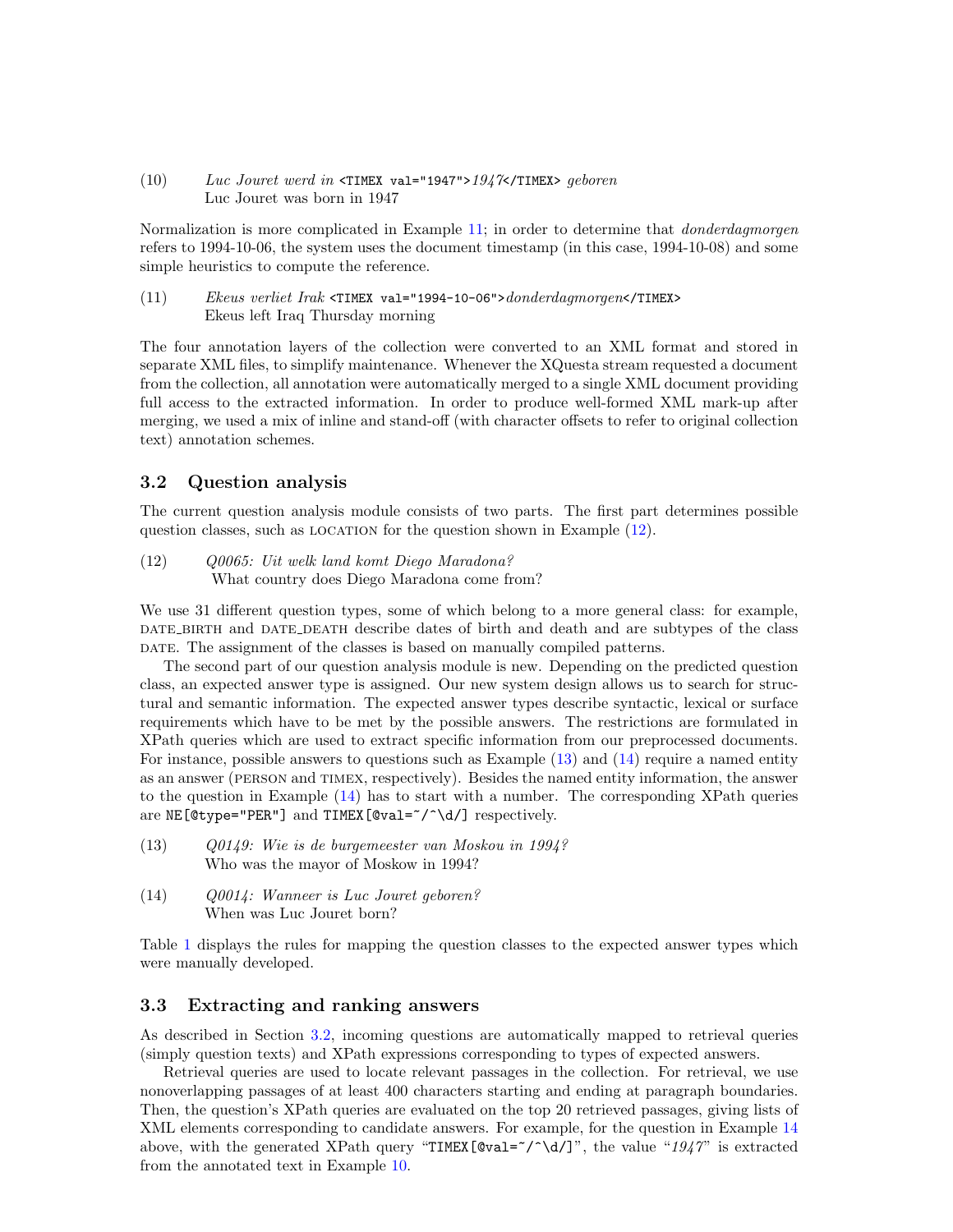(10) *Luc Jouret werd in* `<TIMEX val="1947">`*1947*`</TIMEX>` *geboren*
Luc Jouret was born in 1947

Normalization is more complicated in Example 11; in order to determine that *donderdagmorgen* refers to 1994-10-06, the system uses the document timestamp (in this case, 1994-10-08) and some simple heuristics to compute the reference.

(11) *Ekeus verliet Irak* `<TIMEX val="1994-10-06">`*donderdagmorgen*`</TIMEX>`
Ekeus left Iraq Thursday morning

The four annotation layers of the collection were converted to an XML format and stored in separate XML files, to simplify maintenance. Whenever the XQuesta stream requested a document from the collection, all annotation were automatically merged to a single XML document providing full access to the extracted information. In order to produce well-formed XML mark-up after merging, we used a mix of inline and stand-off (with character offsets to refer to original collection text) annotation schemes.

## 3.2 Question analysis

The current question analysis module consists of two parts. The first part determines possible question classes, such as LOCATION for the question shown in Example (12).

(12) *Q0065: Uit welk land komt Diego Maradona?*
What country does Diego Maradona come from?

We use 31 different question types, some of which belong to a more general class: for example, DATE_BIRTH and DATE_DEATH describe dates of birth and death and are subtypes of the class DATE. The assignment of the classes is based on manually compiled patterns.

The second part of our question analysis module is new. Depending on the predicted question class, an expected answer type is assigned. Our new system design allows us to search for structural and semantic information. The expected answer types describe syntactic, lexical or surface requirements which have to be met by the possible answers. The restrictions are formulated in XPath queries which are used to extract specific information from our preprocessed documents. For instance, possible answers to questions such as Example (13) and (14) require a named entity as an answer (PERSON and TIMEX, respectively). Besides the named entity information, the answer to the question in Example (14) has to start with a number. The corresponding XPath queries are `NE[@type="PER"]` and `TIMEX[@val=~/^\d/]` respectively.

(13) *Q0149: Wie is de burgemeester van Moskou in 1994?*
Who was the mayor of Moskow in 1994?

(14) *Q0014: Wanneer is Luc Jouret geboren?*
When was Luc Jouret born?

Table 1 displays the rules for mapping the question classes to the expected answer types which were manually developed.

## 3.3 Extracting and ranking answers

As described in Section 3.2, incoming questions are automatically mapped to retrieval queries (simply question texts) and XPath expressions corresponding to types of expected answers.

Retrieval queries are used to locate relevant passages in the collection. For retrieval, we use nonoverlapping passages of at least 400 characters starting and ending at paragraph boundaries. Then, the question's XPath queries are evaluated on the top 20 retrieved passages, giving lists of XML elements corresponding to candidate answers. For example, for the question in Example 14 above, with the generated XPath query "`TIMEX[@val=~/^\d/]`", the value "*1947*" is extracted from the annotated text in Example 10.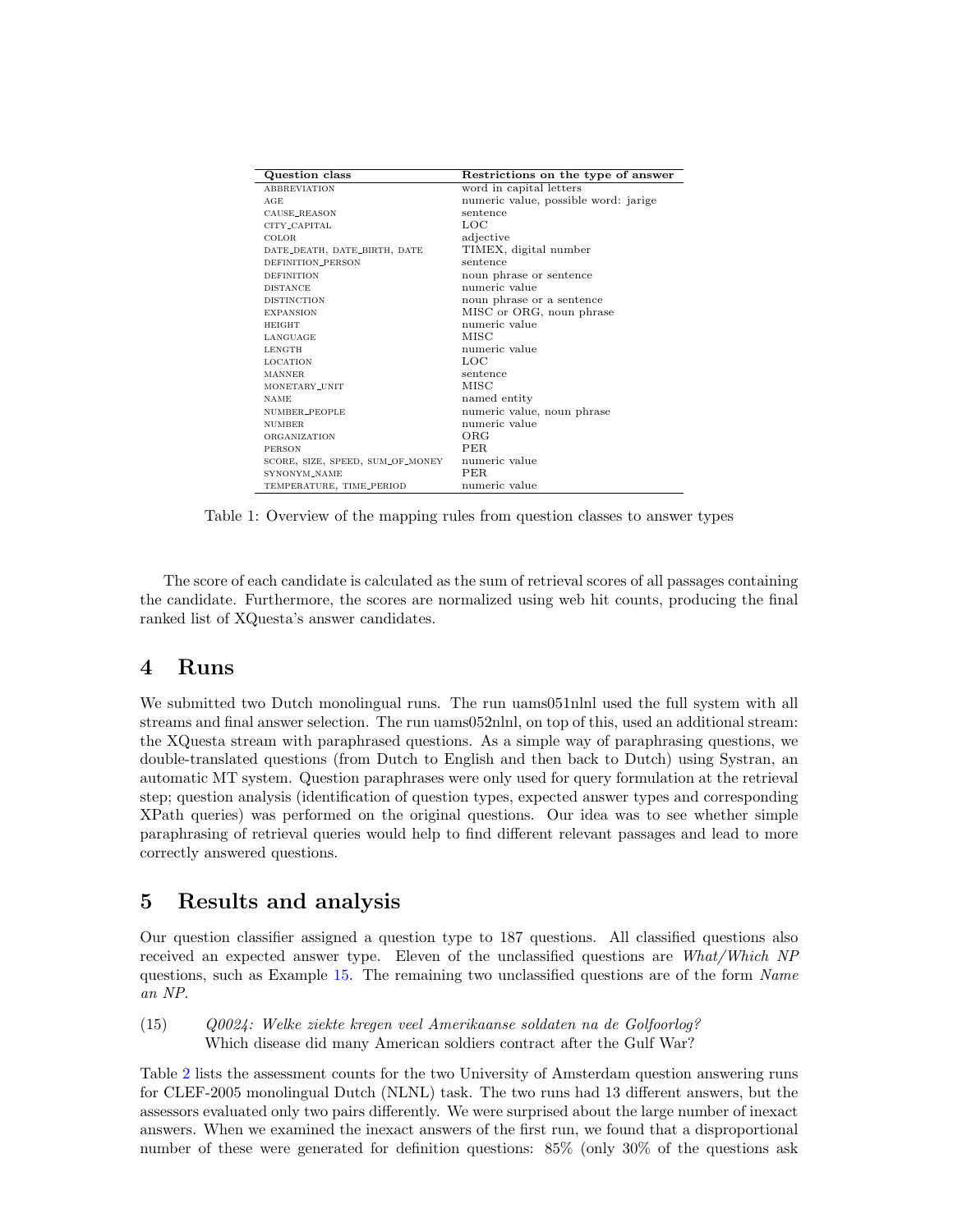| Question class | Restrictions on the type of answer |
|---|---|
| ABBREVIATION | word in capital letters |
| AGE | numeric value, possible word: jarige |
| CAUSE_REASON | sentence |
| CITY_CAPITAL | LOC |
| COLOR | adjective |
| DATE_DEATH, DATE_BIRTH, DATE | TIMEX, digital number |
| DEFINITION_PERSON | sentence |
| DEFINITION | noun phrase or sentence |
| DISTANCE | numeric value |
| DISTINCTION | noun phrase or a sentence |
| EXPANSION | MISC or ORG, noun phrase |
| HEIGHT | numeric value |
| LANGUAGE | MISC |
| LENGTH | numeric value |
| LOCATION | LOC |
| MANNER | sentence |
| MONETARY_UNIT | MISC |
| NAME | named entity |
| NUMBER_PEOPLE | numeric value, noun phrase |
| NUMBER | numeric value |
| ORGANIZATION | ORG |
| PERSON | PER |
| SCORE, SIZE, SPEED, SUM_OF_MONEY | numeric value |
| SYNONYM_NAME | PER |
| TEMPERATURE, TIME_PERIOD | numeric value |

Table 1: Overview of the mapping rules from question classes to answer types

The score of each candidate is calculated as the sum of retrieval scores of all passages containing the candidate. Furthermore, the scores are normalized using web hit counts, producing the final ranked list of XQuesta's answer candidates.

## 4 Runs

We submitted two Dutch monolingual runs. The run uams051nlnl used the full system with all streams and final answer selection. The run uams052nlnl, on top of this, used an additional stream: the XQuesta stream with paraphrased questions. As a simple way of paraphrasing questions, we double-translated questions (from Dutch to English and then back to Dutch) using Systran, an automatic MT system. Question paraphrases were only used for query formulation at the retrieval step; question analysis (identification of question types, expected answer types and corresponding XPath queries) was performed on the original questions. Our idea was to see whether simple paraphrasing of retrieval queries would help to find different relevant passages and lead to more correctly answered questions.

## 5 Results and analysis

Our question classifier assigned a question type to 187 questions. All classified questions also received an expected answer type. Eleven of the unclassified questions are *What/Which NP* questions, such as Example 15. The remaining two unclassified questions are of the form *Name an NP*.

(15) *Q0024: Welke ziekte kregen veel Amerikaanse soldaten na de Golfoorlog?*
Which disease did many American soldiers contract after the Gulf War?

Table 2 lists the assessment counts for the two University of Amsterdam question answering runs for CLEF-2005 monolingual Dutch (NLNL) task. The two runs had 13 different answers, but the assessors evaluated only two pairs differently. We were surprised about the large number of inexact answers. When we examined the inexact answers of the first run, we found that a disproportional number of these were generated for definition questions: 85% (only 30% of the questions ask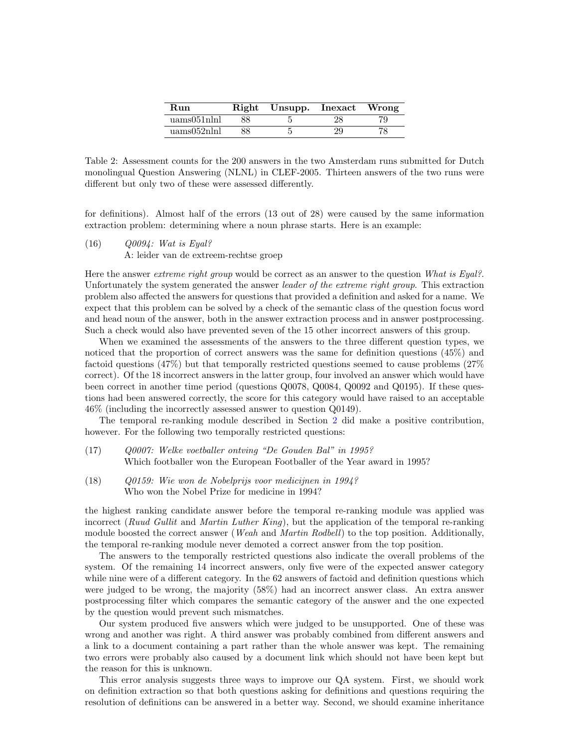| Run | Right | Unsupp. | Inexact | Wrong |
|---|---|---|---|---|
| uams051nlnl | 88 | 5 | 28 | 79 |
| uams052nlnl | 88 | 5 | 29 | 78 |

Table 2: Assessment counts for the 200 answers in the two Amsterdam runs submitted for Dutch monolingual Question Answering (NLNL) in CLEF-2005. Thirteen answers of the two runs were different but only two of these were assessed differently.

for definitions). Almost half of the errors (13 out of 28) were caused by the same information extraction problem: determining where a noun phrase starts. Here is an example:

(16) *Q0094: Wat is Eyal?*
A: leider van de extreem-rechtse groep

Here the answer *extreme right group* would be correct as an answer to the question *What is Eyal?*. Unfortunately the system generated the answer *leader of the extreme right group*. This extraction problem also affected the answers for questions that provided a definition and asked for a name. We expect that this problem can be solved by a check of the semantic class of the question focus word and head noun of the answer, both in the answer extraction process and in answer postprocessing. Such a check would also have prevented seven of the 15 other incorrect answers of this group.

When we examined the assessments of the answers to the three different question types, we noticed that the proportion of correct answers was the same for definition questions (45%) and factoid questions (47%) but that temporally restricted questions seemed to cause problems (27% correct). Of the 18 incorrect answers in the latter group, four involved an answer which would have been correct in another time period (questions Q0078, Q0084, Q0092 and Q0195). If these questions had been answered correctly, the score for this category would have raised to an acceptable 46% (including the incorrectly assessed answer to question Q0149).

The temporal re-ranking module described in Section 2 did make a positive contribution, however. For the following two temporally restricted questions:

(17) *Q0007: Welke voetballer ontving "De Gouden Bal" in 1995?*
Which footballer won the European Footballer of the Year award in 1995?

(18) *Q0159: Wie won de Nobelprijs voor medicijnen in 1994?*
Who won the Nobel Prize for medicine in 1994?

the highest ranking candidate answer before the temporal re-ranking module was applied was incorrect (*Ruud Gullit* and *Martin Luther King*), but the application of the temporal re-ranking module boosted the correct answer (*Weah* and *Martin Rodbell*) to the top position. Additionally, the temporal re-ranking module never demoted a correct answer from the top position.

The answers to the temporally restricted questions also indicate the overall problems of the system. Of the remaining 14 incorrect answers, only five were of the expected answer category while nine were of a different category. In the 62 answers of factoid and definition questions which were judged to be wrong, the majority (58%) had an incorrect answer class. An extra answer postprocessing filter which compares the semantic category of the answer and the one expected by the question would prevent such mismatches.

Our system produced five answers which were judged to be unsupported. One of these was wrong and another was right. A third answer was probably combined from different answers and a link to a document containing a part rather than the whole answer was kept. The remaining two errors were probably also caused by a document link which should not have been kept but the reason for this is unknown.

This error analysis suggests three ways to improve our QA system. First, we should work on definition extraction so that both questions asking for definitions and questions requiring the resolution of definitions can be answered in a better way. Second, we should examine inheritance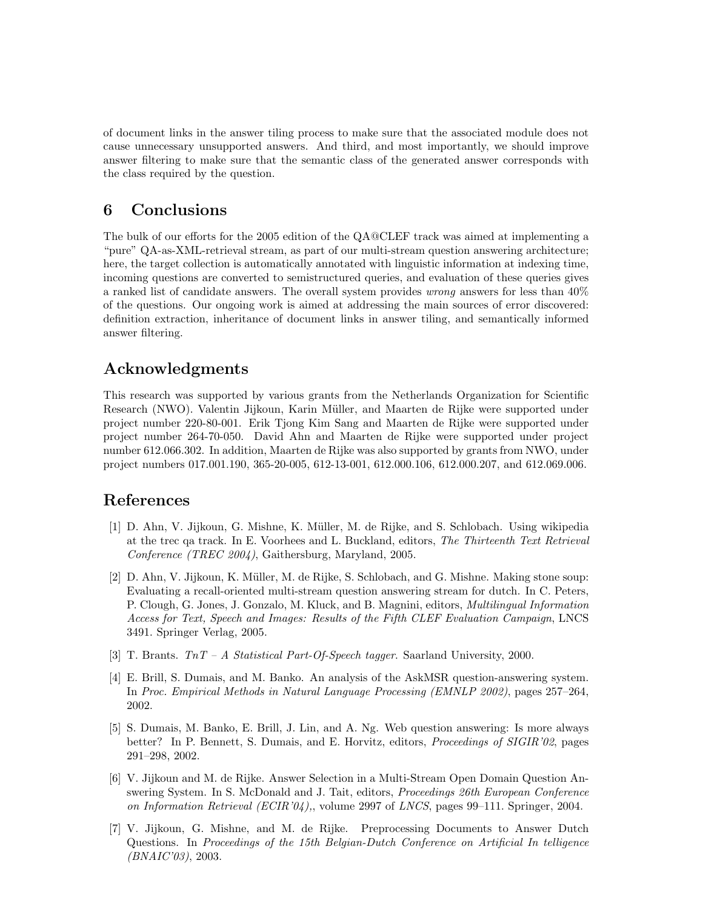of document links in the answer tiling process to make sure that the associated module does not cause unnecessary unsupported answers. And third, and most importantly, we should improve answer filtering to make sure that the semantic class of the generated answer corresponds with the class required by the question.

## 6 Conclusions

The bulk of our efforts for the 2005 edition of the QA@CLEF track was aimed at implementing a "pure" QA-as-XML-retrieval stream, as part of our multi-stream question answering architecture; here, the target collection is automatically annotated with linguistic information at indexing time, incoming questions are converted to semistructured queries, and evaluation of these queries gives a ranked list of candidate answers. The overall system provides *wrong* answers for less than 40% of the questions. Our ongoing work is aimed at addressing the main sources of error discovered: definition extraction, inheritance of document links in answer tiling, and semantically informed answer filtering.

## Acknowledgments

This research was supported by various grants from the Netherlands Organization for Scientific Research (NWO). Valentin Jijkoun, Karin Müller, and Maarten de Rijke were supported under project number 220-80-001. Erik Tjong Kim Sang and Maarten de Rijke were supported under project number 264-70-050. David Ahn and Maarten de Rijke were supported under project number 612.066.302. In addition, Maarten de Rijke was also supported by grants from NWO, under project numbers 017.001.190, 365-20-005, 612-13-001, 612.000.106, 612.000.207, and 612.069.006.

## References

[1] D. Ahn, V. Jijkoun, G. Mishne, K. Müller, M. de Rijke, and S. Schlobach. Using wikipedia at the trec qa track. In E. Voorhees and L. Buckland, editors, *The Thirteenth Text Retrieval Conference (TREC 2004)*, Gaithersburg, Maryland, 2005.

[2] D. Ahn, V. Jijkoun, K. Müller, M. de Rijke, S. Schlobach, and G. Mishne. Making stone soup: Evaluating a recall-oriented multi-stream question answering stream for dutch. In C. Peters, P. Clough, G. Jones, J. Gonzalo, M. Kluck, and B. Magnini, editors, *Multilingual Information Access for Text, Speech and Images: Results of the Fifth CLEF Evaluation Campaign*, LNCS 3491. Springer Verlag, 2005.

[3] T. Brants. *TnT – A Statistical Part-Of-Speech tagger*. Saarland University, 2000.

[4] E. Brill, S. Dumais, and M. Banko. An analysis of the AskMSR question-answering system. In *Proc. Empirical Methods in Natural Language Processing (EMNLP 2002)*, pages 257–264, 2002.

[5] S. Dumais, M. Banko, E. Brill, J. Lin, and A. Ng. Web question answering: Is more always better? In P. Bennett, S. Dumais, and E. Horvitz, editors, *Proceedings of SIGIR'02*, pages 291–298, 2002.

[6] V. Jijkoun and M. de Rijke. Answer Selection in a Multi-Stream Open Domain Question Answering System. In S. McDonald and J. Tait, editors, *Proceedings 26th European Conference on Information Retrieval (ECIR'04)*,, volume 2997 of *LNCS*, pages 99–111. Springer, 2004.

[7] V. Jijkoun, G. Mishne, and M. de Rijke. Preprocessing Documents to Answer Dutch Questions. In *Proceedings of the 15th Belgian-Dutch Conference on Artificial In telligence (BNAIC'03)*, 2003.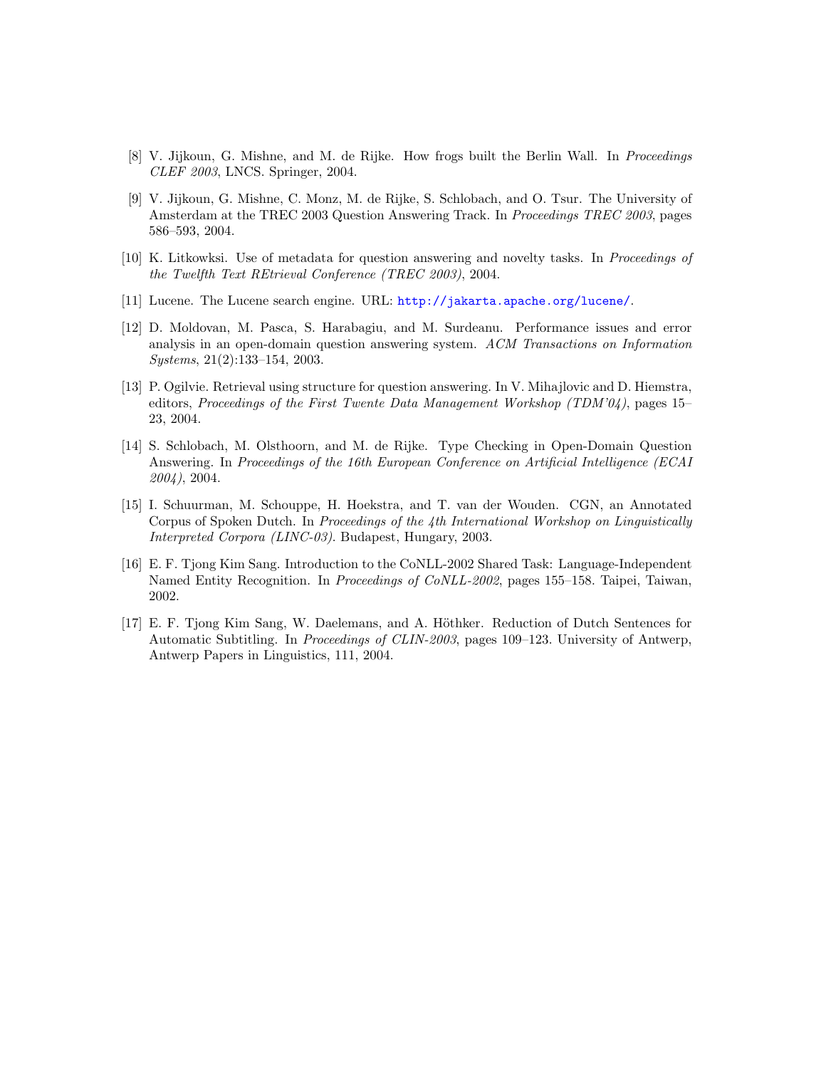[8] V. Jijkoun, G. Mishne, and M. de Rijke. How frogs built the Berlin Wall. In *Proceedings CLEF 2003*, LNCS. Springer, 2004.

[9] V. Jijkoun, G. Mishne, C. Monz, M. de Rijke, S. Schlobach, and O. Tsur. The University of Amsterdam at the TREC 2003 Question Answering Track. In *Proceedings TREC 2003*, pages 586–593, 2004.

[10] K. Litkowksi. Use of metadata for question answering and novelty tasks. In *Proceedings of the Twelfth Text REtrieval Conference (TREC 2003)*, 2004.

[11] Lucene. The Lucene search engine. URL: http://jakarta.apache.org/lucene/.

[12] D. Moldovan, M. Pasca, S. Harabagiu, and M. Surdeanu. Performance issues and error analysis in an open-domain question answering system. *ACM Transactions on Information Systems*, 21(2):133–154, 2003.

[13] P. Ogilvie. Retrieval using structure for question answering. In V. Mihajlovic and D. Hiemstra, editors, *Proceedings of the First Twente Data Management Workshop (TDM'04)*, pages 15–23, 2004.

[14] S. Schlobach, M. Olsthoorn, and M. de Rijke. Type Checking in Open-Domain Question Answering. In *Proceedings of the 16th European Conference on Artificial Intelligence (ECAI 2004)*, 2004.

[15] I. Schuurman, M. Schouppe, H. Hoekstra, and T. van der Wouden. CGN, an Annotated Corpus of Spoken Dutch. In *Proceedings of the 4th International Workshop on Linguistically Interpreted Corpora (LINC-03)*. Budapest, Hungary, 2003.

[16] E. F. Tjong Kim Sang. Introduction to the CoNLL-2002 Shared Task: Language-Independent Named Entity Recognition. In *Proceedings of CoNLL-2002*, pages 155–158. Taipei, Taiwan, 2002.

[17] E. F. Tjong Kim Sang, W. Daelemans, and A. Höthker. Reduction of Dutch Sentences for Automatic Subtitling. In *Proceedings of CLIN-2003*, pages 109–123. University of Antwerp, Antwerp Papers in Linguistics, 111, 2004.